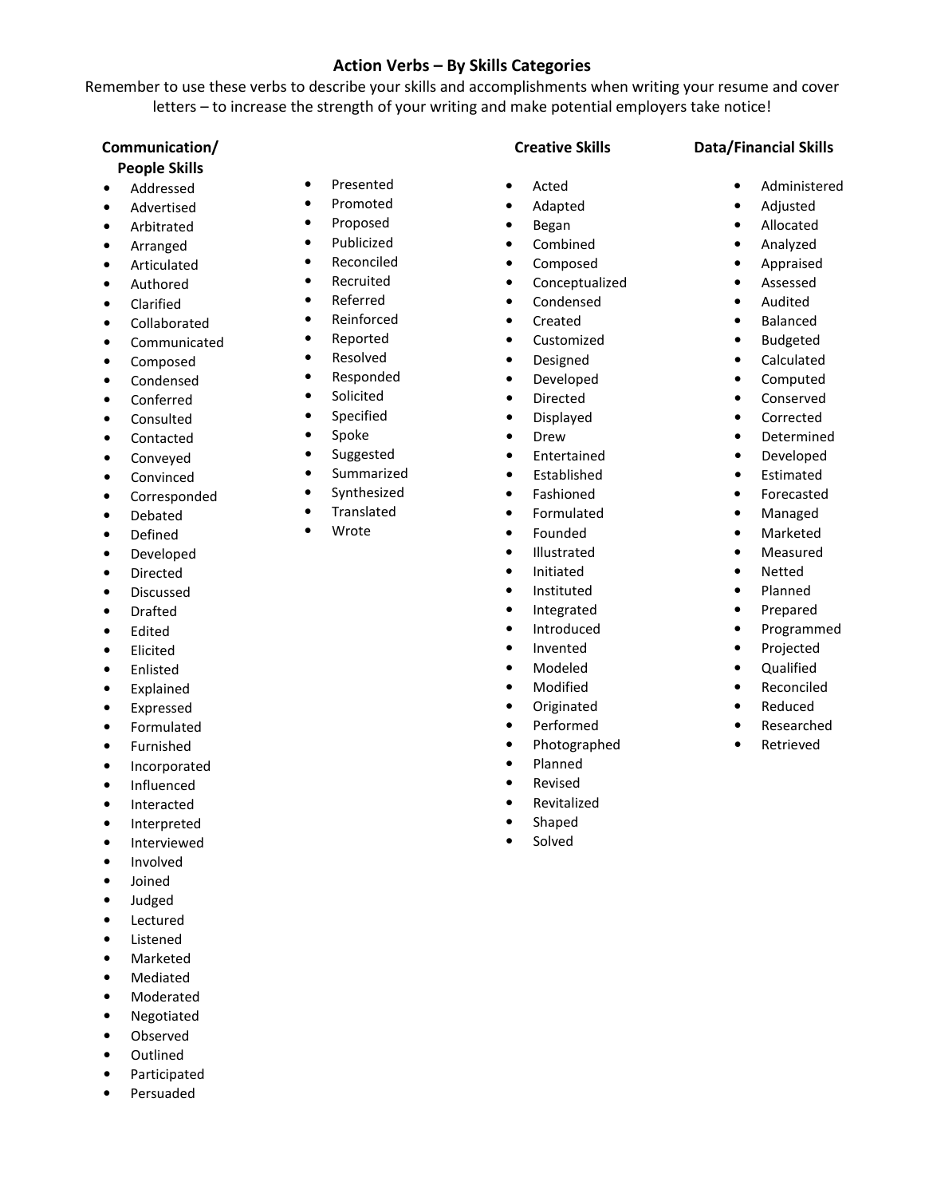# Action Verbs – By Skills Categories

Remember to use these verbs to describe your skills and accomplishments when writing your resume and cover letters – to increase the strength of your writing and make potential employers take notice!

## Communication/ People Skills

- Addressed
- Advertised
- Arbitrated
- Arranged
- Articulated
- Authored
- Clarified
- Collaborated
- Communicated
- Composed
- Condensed
- Conferred
- Consulted
- Contacted
- Conveyed
- Convinced
- Corresponded
- Debated
- Defined
- Developed
- Directed
- Discussed
- Drafted
- Edited
- Elicited
- Enlisted
- Explained
- Expressed
- Formulated
- Furnished
- Incorporated
- Influenced
- Interacted
- Interpreted
- Interviewed
- Involved
- Joined
- Judged
- Lectured
- Listened
- Marketed
- Mediated
- Moderated
- Negotiated
- Observed
- Outlined
- Participated
- Persuaded
- Presented
- Promoted
- Proposed
- Publicized
- Reconciled
- Recruited
- Referred
- Reinforced
- Reported
- Resolved
- Responded
- Solicited
- Specified
- Spoke
- Suggested
- Summarized
- Synthesized
- Translated
- Wrote

## Creative Skills

- Acted
- Adapted
- Began
- Combined
- Composed
- Conceptualized
- Condensed
- Created
- Customized
- Designed
- Developed
- Directed
- Displayed
- Drew
- Entertained
- Established
- Fashioned
- Formulated
- Founded
- Illustrated
- Initiated
- Instituted
- Integrated
- Introduced
- Invented
- Modeled
- Modified
- Originated
- Performed
- Photographed
- Planned
- Revised
- Revitalized
- Shaped
- Solved

## Data/Financial Skills

- Administered
- Adjusted
- Allocated
- Analyzed
- Appraised
- Assessed
- Audited
- Balanced
- Budgeted
- Calculated
- Computed
- Conserved
- Corrected
- Determined
- Developed
- Estimated
- Forecasted
- Managed
- Marketed
- Measured
- Netted
- Planned
- Prepared
- Programmed
- Projected
- Qualified
- Reconciled
- Reduced
- Researched
- Retrieved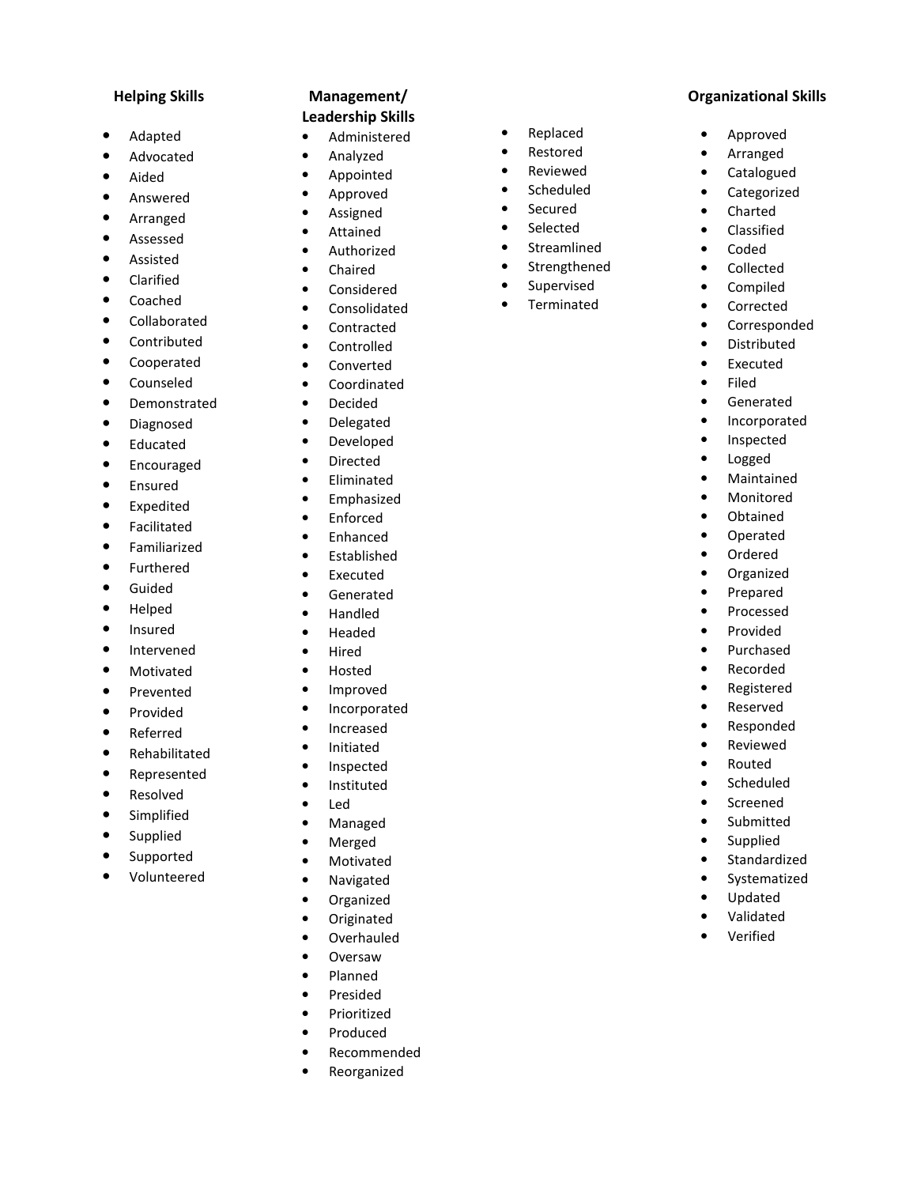### Helping Skills

- Adapted
- Advocated
- Aided
- Answered
- Arranged
- Assessed
- Assisted
- Clarified
- Coached
- Collaborated
- Contributed
- Cooperated
- Counseled
- Demonstrated
- Diagnosed
- Educated
- Encouraged
- Ensured
- Expedited
- Facilitated
- Familiarized
- Furthered
- Guided
- Helped
- Insured
- Intervened
- Motivated
- Prevented
- Provided
- Referred
- Rehabilitated
- Represented
- Resolved
- Simplified
- Supplied
- Supported
- Volunteered

### Management/ Leadership Skills

- Administered
- Analyzed
- Appointed
- Approved
- Assigned
- Attained
- Authorized
- Chaired
- Considered
- Consolidated
- Contracted
- Controlled
- Converted
- Coordinated
- Decided
- Delegated
- Developed
- Directed
- Eliminated
- Emphasized
- Enforced
- Enhanced
- Established
- Executed
- Generated
- Handled
- Headed
- Hired
- Hosted
- Improved
- Incorporated
- Increased
- Initiated
- Inspected
- Instituted
- Led
- Managed
- Merged
- Motivated
- Navigated
- Organized
- Originated
- Overhauled
- Oversaw
- Planned
- Presided
- Prioritized
- Produced
- Recommended
- Reorganized
- Replaced
- Restored
- Reviewed
- Scheduled
- Secured
- Selected
- Streamlined
- Strengthened
- Supervised
- Terminated

### Organizational Skills

- Approved
- Arranged
- Catalogued
- Categorized
- Charted
- Classified
- Coded
- Collected
- Compiled
- Corrected
- Corresponded
- Distributed
- Executed
- Filed
- Generated
- Incorporated
- Inspected
- Logged
- Maintained
- Monitored
- Obtained
- Operated
- Ordered
- Organized
- Prepared
- Processed
- Provided
- Purchased
- Recorded
- Registered
- Reserved
- Responded
- Reviewed
- Routed
- Scheduled
- Screened
- Submitted
- Supplied
- Standardized
- Systematized
- Updated
- Validated
- Verified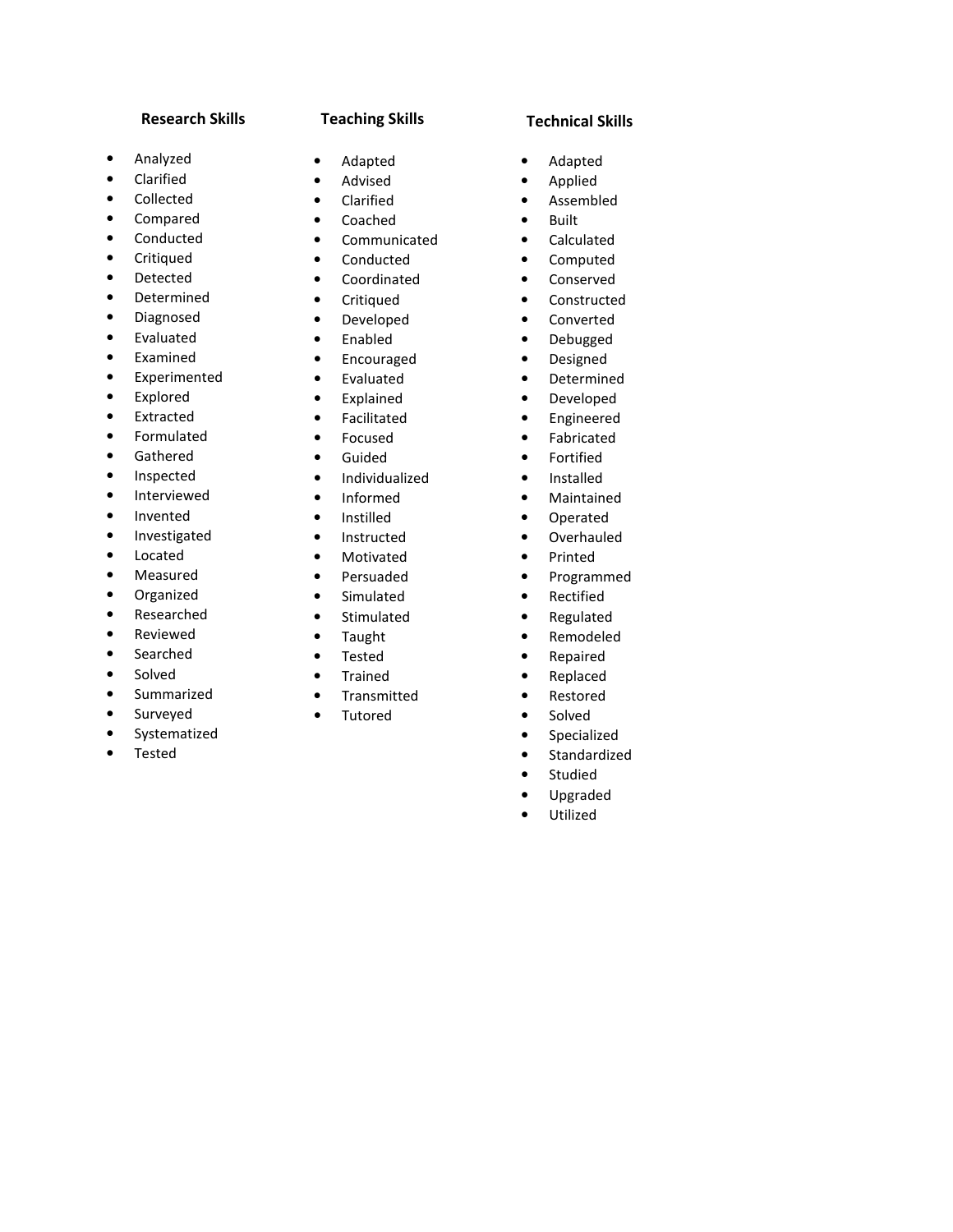### Research Skills

- Analyzed
- Clarified
- Collected
- Compared
- Conducted
- Critiqued
- Detected
- Determined
- Diagnosed
- Evaluated
- Examined
- Experimented
- Explored
- Extracted
- Formulated
- Gathered
- Inspected
- Interviewed
- Invented
- Investigated
- Located
- Measured
- Organized
- Researched
- Reviewed
- Searched
- Solved
- Summarized
- Surveyed
- Systematized
- Tested

### Teaching Skills

- Adapted
- Advised
- Clarified
- Coached
- Communicated
- Conducted
- Coordinated
- Critiqued
- Developed
- Enabled
- Encouraged
- Evaluated
- Explained
- Facilitated
- Focused
- Guided
- Individualized
- Informed
- Instilled
- Instructed
- Motivated
- Persuaded
- Simulated
- Stimulated
- Taught
- Tested
- Trained
- Transmitted
- Tutored

### Technical Skills

- Adapted
- Applied
- Assembled
- Built
- Calculated
- Computed
- Conserved
- Constructed
- Converted
- Debugged
- Designed
- Determined
- Developed
- Engineered
- Fabricated
- Fortified
- Installed
- Maintained
- Operated
- Overhauled
- Printed
- Programmed
- Rectified
- Regulated
- Remodeled
- Repaired
- Replaced
- Restored
- Solved
- Specialized
- Standardized
- Studied
- Upgraded
- Utilized